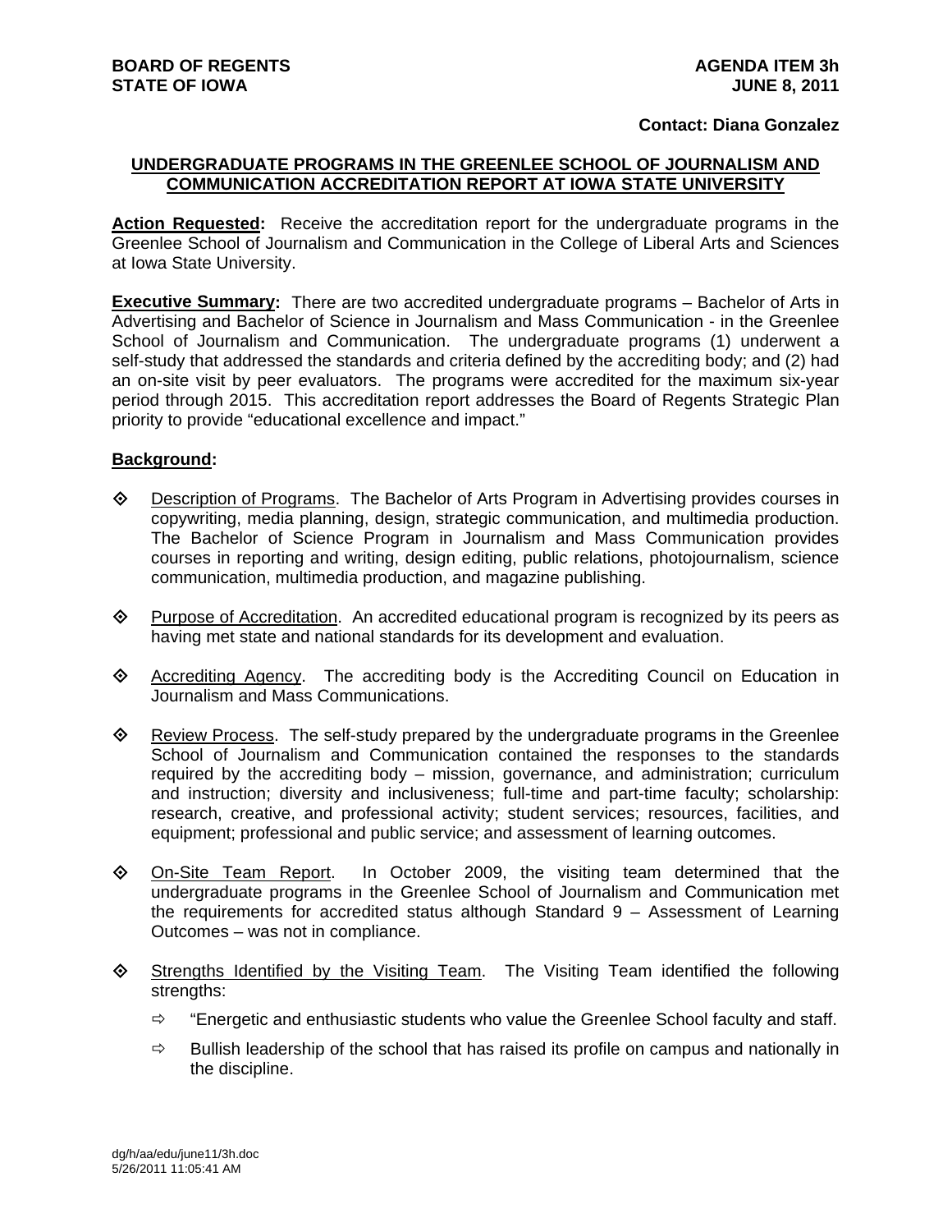**BOARD OF REGENTS**
**STATE OF IOWA**

**AGENDA ITEM 3h**
**JUNE 8, 2011**

**Contact: Diana Gonzalez**

## UNDERGRADUATE PROGRAMS IN THE GREENLEE SCHOOL OF JOURNALISM AND COMMUNICATION ACCREDITATION REPORT AT IOWA STATE UNIVERSITY

**Action Requested:** Receive the accreditation report for the undergraduate programs in the Greenlee School of Journalism and Communication in the College of Liberal Arts and Sciences at Iowa State University.

**Executive Summary:** There are two accredited undergraduate programs – Bachelor of Arts in Advertising and Bachelor of Science in Journalism and Mass Communication - in the Greenlee School of Journalism and Communication. The undergraduate programs (1) underwent a self-study that addressed the standards and criteria defined by the accrediting body; and (2) had an on-site visit by peer evaluators. The programs were accredited for the maximum six-year period through 2015. This accreditation report addresses the Board of Regents Strategic Plan priority to provide "educational excellence and impact."

**Background:**

- Description of Programs. The Bachelor of Arts Program in Advertising provides courses in copywriting, media planning, design, strategic communication, and multimedia production. The Bachelor of Science Program in Journalism and Mass Communication provides courses in reporting and writing, design editing, public relations, photojournalism, science communication, multimedia production, and magazine publishing.

- Purpose of Accreditation. An accredited educational program is recognized by its peers as having met state and national standards for its development and evaluation.

- Accrediting Agency. The accrediting body is the Accrediting Council on Education in Journalism and Mass Communications.

- Review Process. The self-study prepared by the undergraduate programs in the Greenlee School of Journalism and Communication contained the responses to the standards required by the accrediting body – mission, governance, and administration; curriculum and instruction; diversity and inclusiveness; full-time and part-time faculty; scholarship: research, creative, and professional activity; student services; resources, facilities, and equipment; professional and public service; and assessment of learning outcomes.

- On-Site Team Report. In October 2009, the visiting team determined that the undergraduate programs in the Greenlee School of Journalism and Communication met the requirements for accredited status although Standard 9 – Assessment of Learning Outcomes – was not in compliance.

- Strengths Identified by the Visiting Team. The Visiting Team identified the following strengths:
  - "Energetic and enthusiastic students who value the Greenlee School faculty and staff.
  - Bullish leadership of the school that has raised its profile on campus and nationally in the discipline.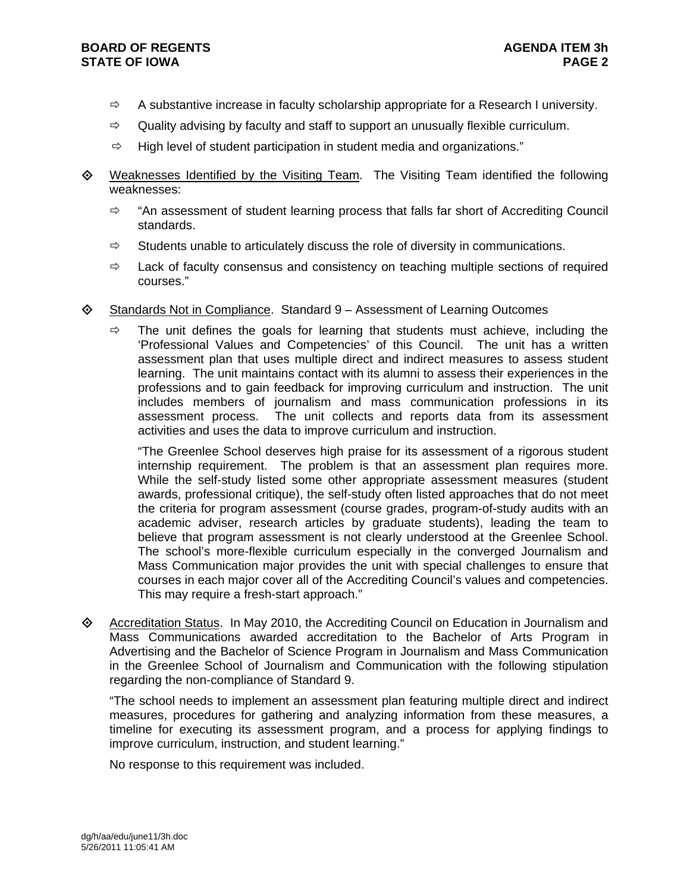- A substantive increase in faculty scholarship appropriate for a Research I university.
- Quality advising by faculty and staff to support an unusually flexible curriculum.
- High level of student participation in student media and organizations."

- Weaknesses Identified by the Visiting Team. The Visiting Team identified the following weaknesses:

  - "An assessment of student learning process that falls far short of Accrediting Council standards.
  - Students unable to articulately discuss the role of diversity in communications.
  - Lack of faculty consensus and consistency on teaching multiple sections of required courses."

- Standards Not in Compliance. Standard 9 – Assessment of Learning Outcomes

  - The unit defines the goals for learning that students must achieve, including the 'Professional Values and Competencies' of this Council. The unit has a written assessment plan that uses multiple direct and indirect measures to assess student learning. The unit maintains contact with its alumni to assess their experiences in the professions and to gain feedback for improving curriculum and instruction. The unit includes members of journalism and mass communication professions in its assessment process. The unit collects and reports data from its assessment activities and uses the data to improve curriculum and instruction.

    "The Greenlee School deserves high praise for its assessment of a rigorous student internship requirement. The problem is that an assessment plan requires more. While the self-study listed some other appropriate assessment measures (student awards, professional critique), the self-study often listed approaches that do not meet the criteria for program assessment (course grades, program-of-study audits with an academic adviser, research articles by graduate students), leading the team to believe that program assessment is not clearly understood at the Greenlee School. The school's more-flexible curriculum especially in the converged Journalism and Mass Communication major provides the unit with special challenges to ensure that courses in each major cover all of the Accrediting Council's values and competencies. This may require a fresh-start approach."

- Accreditation Status. In May 2010, the Accrediting Council on Education in Journalism and Mass Communications awarded accreditation to the Bachelor of Arts Program in Advertising and the Bachelor of Science Program in Journalism and Mass Communication in the Greenlee School of Journalism and Communication with the following stipulation regarding the non-compliance of Standard 9.

  "The school needs to implement an assessment plan featuring multiple direct and indirect measures, procedures for gathering and analyzing information from these measures, a timeline for executing its assessment program, and a process for applying findings to improve curriculum, instruction, and student learning."

  No response to this requirement was included.